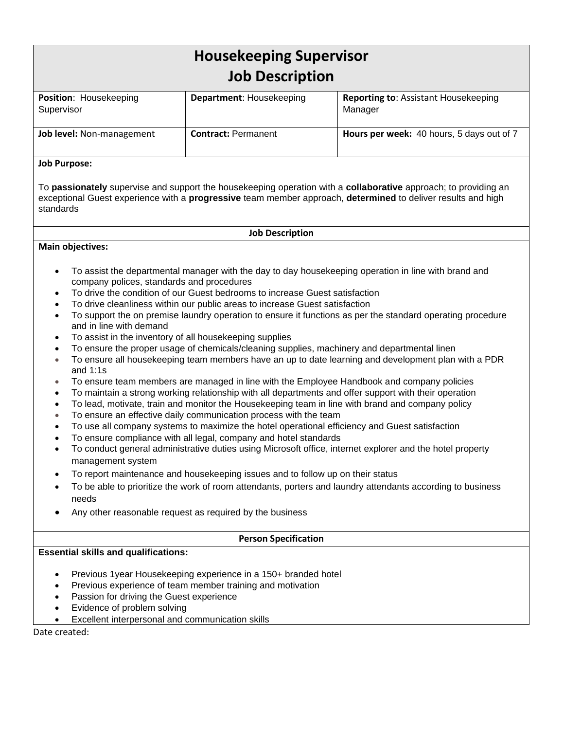# Housekeeping Supervisor
# Job Description

| **Position**: Housekeeping Supervisor | **Department**: Housekeeping | **Reporting to**: Assistant Housekeeping Manager |
|---|---|---|
| **Job level:** Non-management | **Contract:** Permanent | **Hours per week:** 40 hours, 5 days out of 7 |

**Job Purpose:**

To **passionately** supervise and support the housekeeping operation with a **collaborative** approach; to providing an exceptional Guest experience with a **progressive** team member approach, **determined** to deliver results and high standards

## Job Description

**Main objectives:**

- To assist the departmental manager with the day to day housekeeping operation in line with brand and company polices, standards and procedures
- To drive the condition of our Guest bedrooms to increase Guest satisfaction
- To drive cleanliness within our public areas to increase Guest satisfaction
- To support the on premise laundry operation to ensure it functions as per the standard operating procedure and in line with demand
- To assist in the inventory of all housekeeping supplies
- To ensure the proper usage of chemicals/cleaning supplies, machinery and departmental linen
- To ensure all housekeeping team members have an up to date learning and development plan with a PDR and 1:1s
- To ensure team members are managed in line with the Employee Handbook and company policies
- To maintain a strong working relationship with all departments and offer support with their operation
- To lead, motivate, train and monitor the Housekeeping team in line with brand and company policy
- To ensure an effective daily communication process with the team
- To use all company systems to maximize the hotel operational efficiency and Guest satisfaction
- To ensure compliance with all legal, company and hotel standards
- To conduct general administrative duties using Microsoft office, internet explorer and the hotel property management system
- To report maintenance and housekeeping issues and to follow up on their status
- To be able to prioritize the work of room attendants, porters and laundry attendants according to business needs
- Any other reasonable request as required by the business

## Person Specification

**Essential skills and qualifications:**

- Previous 1year Housekeeping experience in a 150+ branded hotel
- Previous experience of team member training and motivation
- Passion for driving the Guest experience
- Evidence of problem solving
- Excellent interpersonal and communication skills

Date created: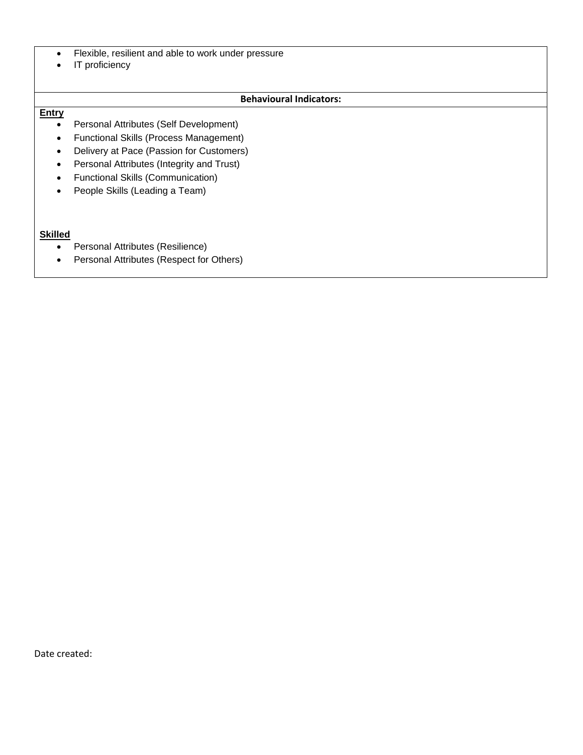- Flexible, resilient and able to work under pressure
- IT proficiency

**Behavioural Indicators:**

**Entry**

- Personal Attributes (Self Development)
- Functional Skills (Process Management)
- Delivery at Pace (Passion for Customers)
- Personal Attributes (Integrity and Trust)
- Functional Skills (Communication)
- People Skills (Leading a Team)

**Skilled**

- Personal Attributes (Resilience)
- Personal Attributes (Respect for Others)

Date created: